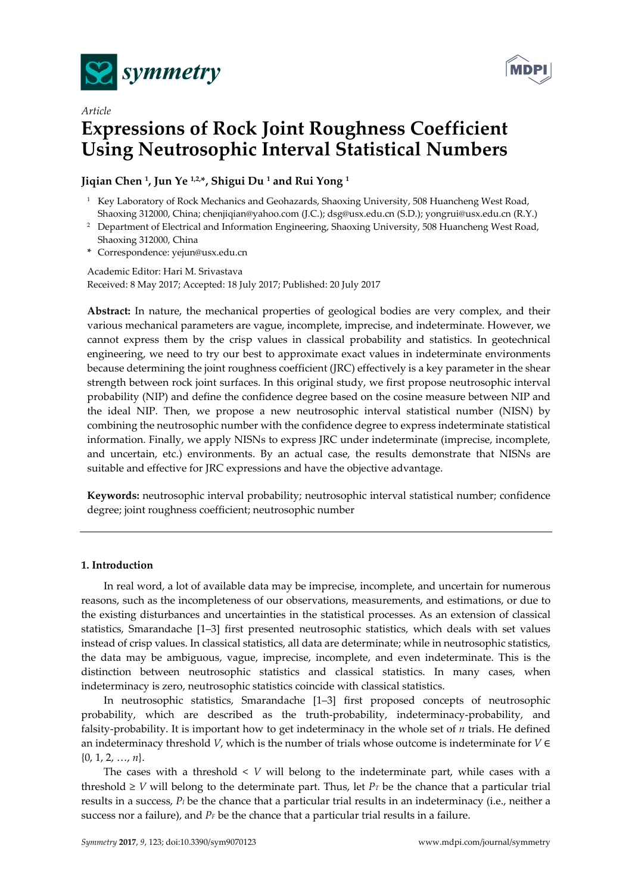*Article*

# Expressions of Rock Joint Roughness Coefficient Using Neutrosophic Interval Statistical Numbers

**Jiqian Chen [1], Jun Ye [1,2,*], Shigui Du [1] and Rui Yong [1]**

[1] Key Laboratory of Rock Mechanics and Geohazards, Shaoxing University, 508 Huancheng West Road, Shaoxing 312000, China; chenjiqian@yahoo.com (J.C.); dsg@usx.edu.cn (S.D.); yongrui@usx.edu.cn (R.Y.)

[2] Department of Electrical and Information Engineering, Shaoxing University, 508 Huancheng West Road, Shaoxing 312000, China

* Correspondence: yejun@usx.edu.cn

Academic Editor: Hari M. Srivastava

Received: 8 May 2017; Accepted: 18 July 2017; Published: 20 July 2017

**Abstract:** In nature, the mechanical properties of geological bodies are very complex, and their various mechanical parameters are vague, incomplete, imprecise, and indeterminate. However, we cannot express them by the crisp values in classical probability and statistics. In geotechnical engineering, we need to try our best to approximate exact values in indeterminate environments because determining the joint roughness coefficient (JRC) effectively is a key parameter in the shear strength between rock joint surfaces. In this original study, we first propose neutrosophic interval probability (NIP) and define the confidence degree based on the cosine measure between NIP and the ideal NIP. Then, we propose a new neutrosophic interval statistical number (NISN) by combining the neutrosophic number with the confidence degree to express indeterminate statistical information. Finally, we apply NISNs to express JRC under indeterminate (imprecise, incomplete, and uncertain, etc.) environments. By an actual case, the results demonstrate that NISNs are suitable and effective for JRC expressions and have the objective advantage.

**Keywords:** neutrosophic interval probability; neutrosophic interval statistical number; confidence degree; joint roughness coefficient; neutrosophic number

## 1. Introduction

In real word, a lot of available data may be imprecise, incomplete, and uncertain for numerous reasons, such as the incompleteness of our observations, measurements, and estimations, or due to the existing disturbances and uncertainties in the statistical processes. As an extension of classical statistics, Smarandache [1–3] first presented neutrosophic statistics, which deals with set values instead of crisp values. In classical statistics, all data are determinate; while in neutrosophic statistics, the data may be ambiguous, vague, imprecise, incomplete, and even indeterminate. This is the distinction between neutrosophic statistics and classical statistics. In many cases, when indeterminacy is zero, neutrosophic statistics coincide with classical statistics.

In neutrosophic statistics, Smarandache [1–3] first proposed concepts of neutrosophic probability, which are described as the truth-probability, indeterminacy-probability, and falsity-probability. It is important how to get indeterminacy in the whole set of $n$ trials. He defined an indeterminacy threshold $V$, which is the number of trials whose outcome is indeterminate for $V \in \{0, 1, 2, \ldots, n\}$.

The cases with a threshold $< V$ will belong to the indeterminate part, while cases with a threshold $\geq V$ will belong to the determinate part. Thus, let $P_T$ be the chance that a particular trial results in a success, $P_I$ be the chance that a particular trial results in an indeterminacy (i.e., neither a success nor a failure), and $P_F$ be the chance that a particular trial results in a failure.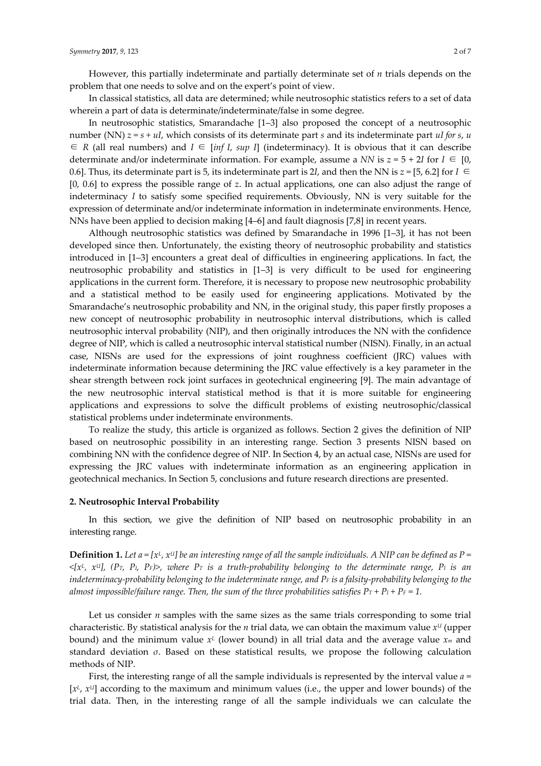However, this partially indeterminate and partially determinate set of $n$ trials depends on the problem that one needs to solve and on the expert's point of view.

In classical statistics, all data are determined; while neutrosophic statistics refers to a set of data wherein a part of data is determinate/indeterminate/false in some degree.

In neutrosophic statistics, Smarandache [1–3] also proposed the concept of a neutrosophic number (NN) $z = s + uI$, which consists of its determinate part $s$ and its indeterminate part $uI$ for $s$, $u \in R$ (all real numbers) and $I \in [inf\ I, sup\ I]$ (indeterminacy). It is obvious that it can describe determinate and/or indeterminate information. For example, assume a *NN* is $z = 5 + 2I$ for $I \in [0, 0.6]$. Thus, its determinate part is 5, its indeterminate part is $2I$, and then the NN is $z = [5, 6.2]$ for $I \in [0, 0.6]$ to express the possible range of $z$. In actual applications, one can also adjust the range of indeterminacy $I$ to satisfy some specified requirements. Obviously, NN is very suitable for the expression of determinate and/or indeterminate information in indeterminate environments. Hence, NNs have been applied to decision making [4–6] and fault diagnosis [7,8] in recent years.

Although neutrosophic statistics was defined by Smarandache in 1996 [1–3], it has not been developed since then. Unfortunately, the existing theory of neutrosophic probability and statistics introduced in [1–3] encounters a great deal of difficulties in engineering applications. In fact, the neutrosophic probability and statistics in [1–3] is very difficult to be used for engineering applications in the current form. Therefore, it is necessary to propose new neutrosophic probability and a statistical method to be easily used for engineering applications. Motivated by the Smarandache's neutrosophic probability and NN, in the original study, this paper firstly proposes a new concept of neutrosophic probability in neutrosophic interval distributions, which is called neutrosophic interval probability (NIP), and then originally introduces the NN with the confidence degree of NIP, which is called a neutrosophic interval statistical number (NISN). Finally, in an actual case, NISNs are used for the expressions of joint roughness coefficient (JRC) values with indeterminate information because determining the JRC value effectively is a key parameter in the shear strength between rock joint surfaces in geotechnical engineering [9]. The main advantage of the new neutrosophic interval statistical method is that it is more suitable for engineering applications and expressions to solve the difficult problems of existing neutrosophic/classical statistical problems under indeterminate environments.

To realize the study, this article is organized as follows. Section 2 gives the definition of NIP based on neutrosophic possibility in an interesting range. Section 3 presents NISN based on combining NN with the confidence degree of NIP. In Section 4, by an actual case, NISNs are used for expressing the JRC values with indeterminate information as an engineering application in geotechnical mechanics. In Section 5, conclusions and future research directions are presented.

## 2. Neutrosophic Interval Probability

In this section, we give the definition of NIP based on neutrosophic probability in an interesting range.

**Definition 1.** *Let $a = [x^L, x^U]$ be an interesting range of all the sample individuals. A NIP can be defined as $P = <[x^L, x^U], (P_T, P_I, P_F)>$, where $P_T$ is a truth-probability belonging to the determinate range, $P_I$ is an indeterminacy-probability belonging to the indeterminate range, and $P_F$ is a falsity-probability belonging to the almost impossible/failure range. Then, the sum of the three probabilities satisfies $P_T + P_I + P_F = 1$.*

Let us consider $n$ samples with the same sizes as the same trials corresponding to some trial characteristic. By statistical analysis for the $n$ trial data, we can obtain the maximum value $x^U$ (upper bound) and the minimum value $x^L$ (lower bound) in all trial data and the average value $x_m$ and standard deviation $\sigma$. Based on these statistical results, we propose the following calculation methods of NIP.

First, the interesting range of all the sample individuals is represented by the interval value $a = [x^L, x^U]$ according to the maximum and minimum values (i.e., the upper and lower bounds) of the trial data. Then, in the interesting range of all the sample individuals we can calculate the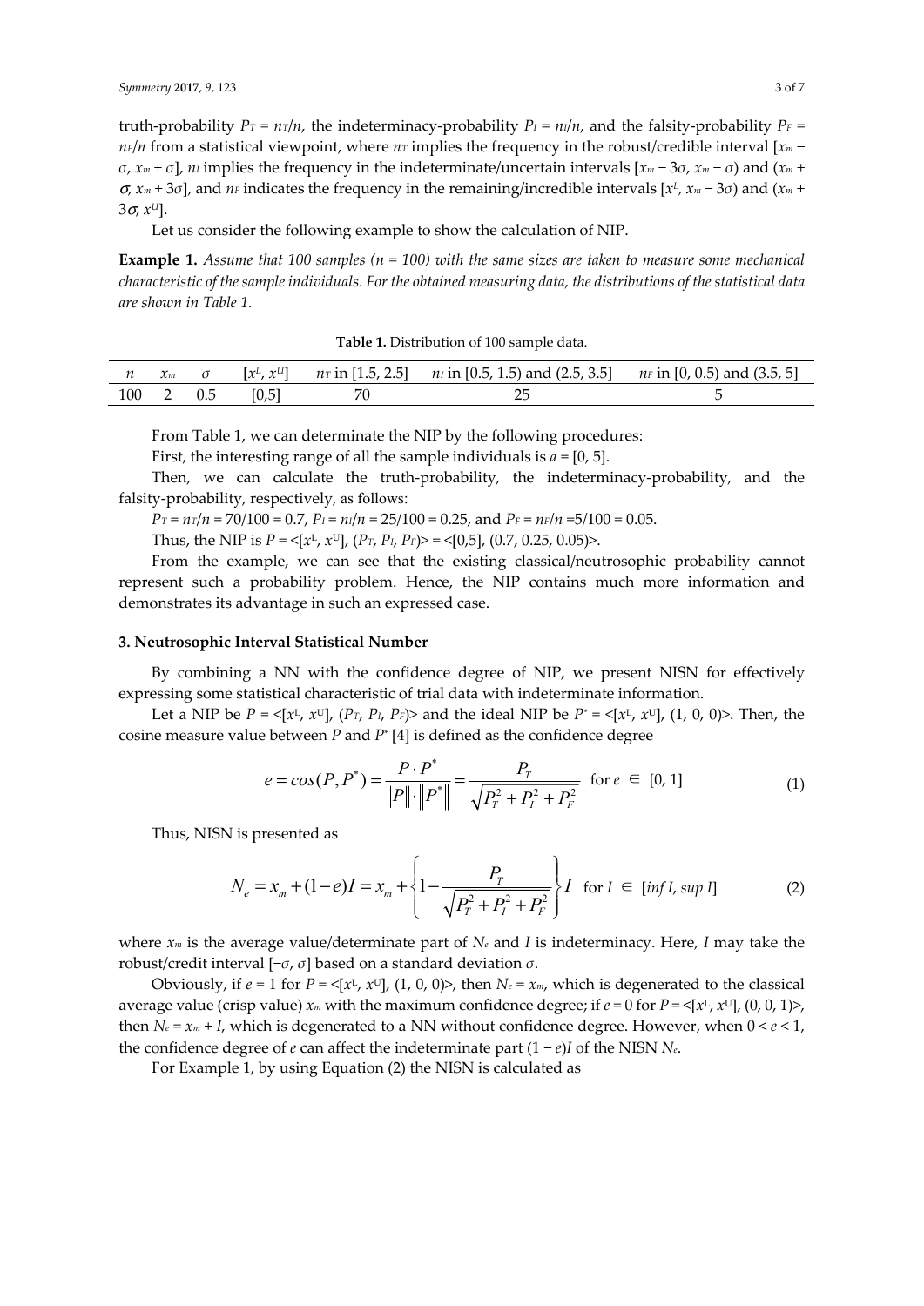truth-probability $P_T = n_T/n$, the indeterminacy-probability $P_I = n_I/n$, and the falsity-probability $P_F = n_F/n$ from a statistical viewpoint, where $n_T$ implies the frequency in the robust/credible interval $[x_m - \sigma, x_m + \sigma]$, $n_I$ implies the frequency in the indeterminate/uncertain intervals $[x_m - 3\sigma, x_m - \sigma)$ and $(x_m + \sigma, x_m + 3\sigma]$, and $n_F$ indicates the frequency in the remaining/incredible intervals $[x^L, x_m - 3\sigma)$ and $(x_m + 3\sigma, x^U]$.

Let us consider the following example to show the calculation of NIP.

**Example 1.** *Assume that 100 samples (n = 100) with the same sizes are taken to measure some mechanical characteristic of the sample individuals. For the obtained measuring data, the distributions of the statistical data are shown in Table 1.*

**Table 1.** Distribution of 100 sample data.

| $n$ | $x_m$ | $\sigma$ | $[x^L, x^U]$ | $n_T$ in [1.5, 2.5] | $n_I$ in [0.5, 1.5) and (2.5, 3.5] | $n_F$ in [0, 0.5) and (3.5, 5] |
|---|---|---|---|---|---|---|
| 100 | 2 | 0.5 | [0,5] | 70 | 25 | 5 |

From Table 1, we can determinate the NIP by the following procedures:

First, the interesting range of all the sample individuals is $a = [0, 5]$.

Then, we can calculate the truth-probability, the indeterminacy-probability, and the falsity-probability, respectively, as follows:

$P_T = n_T/n = 70/100 = 0.7$, $P_I = n_I/n = 25/100 = 0.25$, and $P_F = n_F/n = 5/100 = 0.05$.

Thus, the NIP is $P = \langle[x^L, x^U], (P_T, P_I, P_F)\rangle = \langle[0,5], (0.7, 0.25, 0.05)\rangle$.

From the example, we can see that the existing classical/neutrosophic probability cannot represent such a probability problem. Hence, the NIP contains much more information and demonstrates its advantage in such an expressed case.

### 3. Neutrosophic Interval Statistical Number

By combining a NN with the confidence degree of NIP, we present NISN for effectively expressing some statistical characteristic of trial data with indeterminate information.

Let a NIP be $P = \langle[x^L, x^U], (P_T, P_I, P_F)\rangle$ and the ideal NIP be $P^* = \langle[x^L, x^U], (1, 0, 0)\rangle$. Then, the cosine measure value between $P$ and $P^*$ [4] is defined as the confidence degree

$$e = cos(P, P^*) = \frac{P \cdot P^*}{\|P\| \cdot \|P^*\|} = \frac{P_T}{\sqrt{P_T^2 + P_I^2 + P_F^2}} \quad \text{for } e \in [0, 1] \tag{1}$$

Thus, NISN is presented as

$$N_e = x_m + (1 - e)I = x_m + \left\{1 - \frac{P_T}{\sqrt{P_T^2 + P_I^2 + P_F^2}}\right\} I \quad \text{for } I \in [\inf I, \sup I] \tag{2}$$

where $x_m$ is the average value/determinate part of $N_e$ and $I$ is indeterminacy. Here, $I$ may take the robust/credit interval $[-\sigma, \sigma]$ based on a standard deviation $\sigma$.

Obviously, if $e = 1$ for $P = \langle[x^L, x^U], (1, 0, 0)\rangle$, then $N_e = x_m$, which is degenerated to the classical average value (crisp value) $x_m$ with the maximum confidence degree; if $e = 0$ for $P = \langle[x^L, x^U], (0, 0, 1)\rangle$, then $N_e = x_m + I$, which is degenerated to a NN without confidence degree. However, when $0 < e < 1$, the confidence degree of $e$ can affect the indeterminate part $(1 - e)I$ of the NISN $N_e$.

For Example 1, by using Equation (2) the NISN is calculated as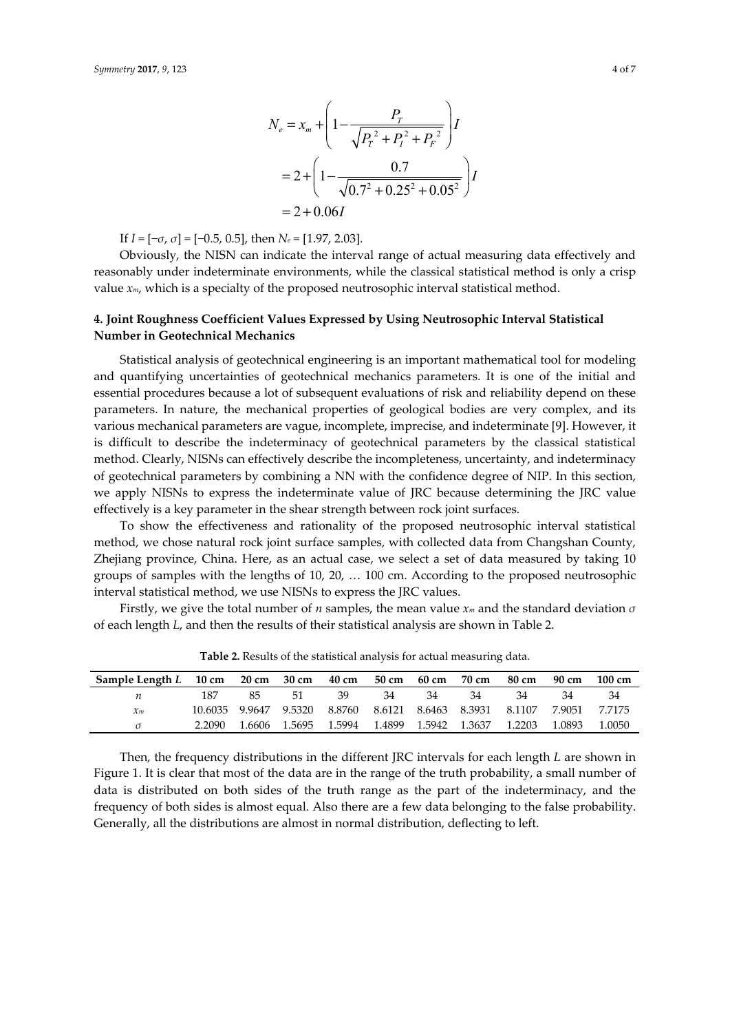$$
\begin{aligned}
N_e &= x_m + \left(1 - \frac{P_T}{\sqrt{P_T^{\,2} + P_I^{\,2} + P_F^{\,2}}}\right) I \\
&= 2 + \left(1 - \frac{0.7}{\sqrt{0.7^2 + 0.25^2 + 0.05^2}}\right) I \\
&= 2 + 0.06 I
\end{aligned}
$$

If $I = [-\sigma, \sigma] = [-0.5, 0.5]$, then $N_e = [1.97, 2.03]$.

Obviously, the NISN can indicate the interval range of actual measuring data effectively and reasonably under indeterminate environments, while the classical statistical method is only a crisp value $x_m$, which is a specialty of the proposed neutrosophic interval statistical method.

## 4. Joint Roughness Coefficient Values Expressed by Using Neutrosophic Interval Statistical Number in Geotechnical Mechanics

Statistical analysis of geotechnical engineering is an important mathematical tool for modeling and quantifying uncertainties of geotechnical mechanics parameters. It is one of the initial and essential procedures because a lot of subsequent evaluations of risk and reliability depend on these parameters. In nature, the mechanical properties of geological bodies are very complex, and its various mechanical parameters are vague, incomplete, imprecise, and indeterminate [9]. However, it is difficult to describe the indeterminacy of geotechnical parameters by the classical statistical method. Clearly, NISNs can effectively describe the incompleteness, uncertainty, and indeterminacy of geotechnical parameters by combining a NN with the confidence degree of NIP. In this section, we apply NISNs to express the indeterminate value of JRC because determining the JRC value effectively is a key parameter in the shear strength between rock joint surfaces.

To show the effectiveness and rationality of the proposed neutrosophic interval statistical method, we chose natural rock joint surface samples, with collected data from Changshan County, Zhejiang province, China. Here, as an actual case, we select a set of data measured by taking 10 groups of samples with the lengths of 10, 20, … 100 cm. According to the proposed neutrosophic interval statistical method, we use NISNs to express the JRC values.

Firstly, we give the total number of $n$ samples, the mean value $x_m$ and the standard deviation $\sigma$ of each length $L$, and then the results of their statistical analysis are shown in Table 2.

**Table 2.** Results of the statistical analysis for actual measuring data.

| Sample Length $L$ | 10 cm | 20 cm | 30 cm | 40 cm | 50 cm | 60 cm | 70 cm | 80 cm | 90 cm | 100 cm |
|---|---|---|---|---|---|---|---|---|---|---|
| $n$ | 187 | 85 | 51 | 39 | 34 | 34 | 34 | 34 | 34 | 34 |
| $x_m$ | 10.6035 | 9.9647 | 9.5320 | 8.8760 | 8.6121 | 8.6463 | 8.3931 | 8.1107 | 7.9051 | 7.7175 |
| $\sigma$ | 2.2090 | 1.6606 | 1.5695 | 1.5994 | 1.4899 | 1.5942 | 1.3637 | 1.2203 | 1.0893 | 1.0050 |

Then, the frequency distributions in the different JRC intervals for each length $L$ are shown in Figure 1. It is clear that most of the data are in the range of the truth probability, a small number of data is distributed on both sides of the truth range as the part of the indeterminacy, and the frequency of both sides is almost equal. Also there are a few data belonging to the false probability. Generally, all the distributions are almost in normal distribution, deflecting to left.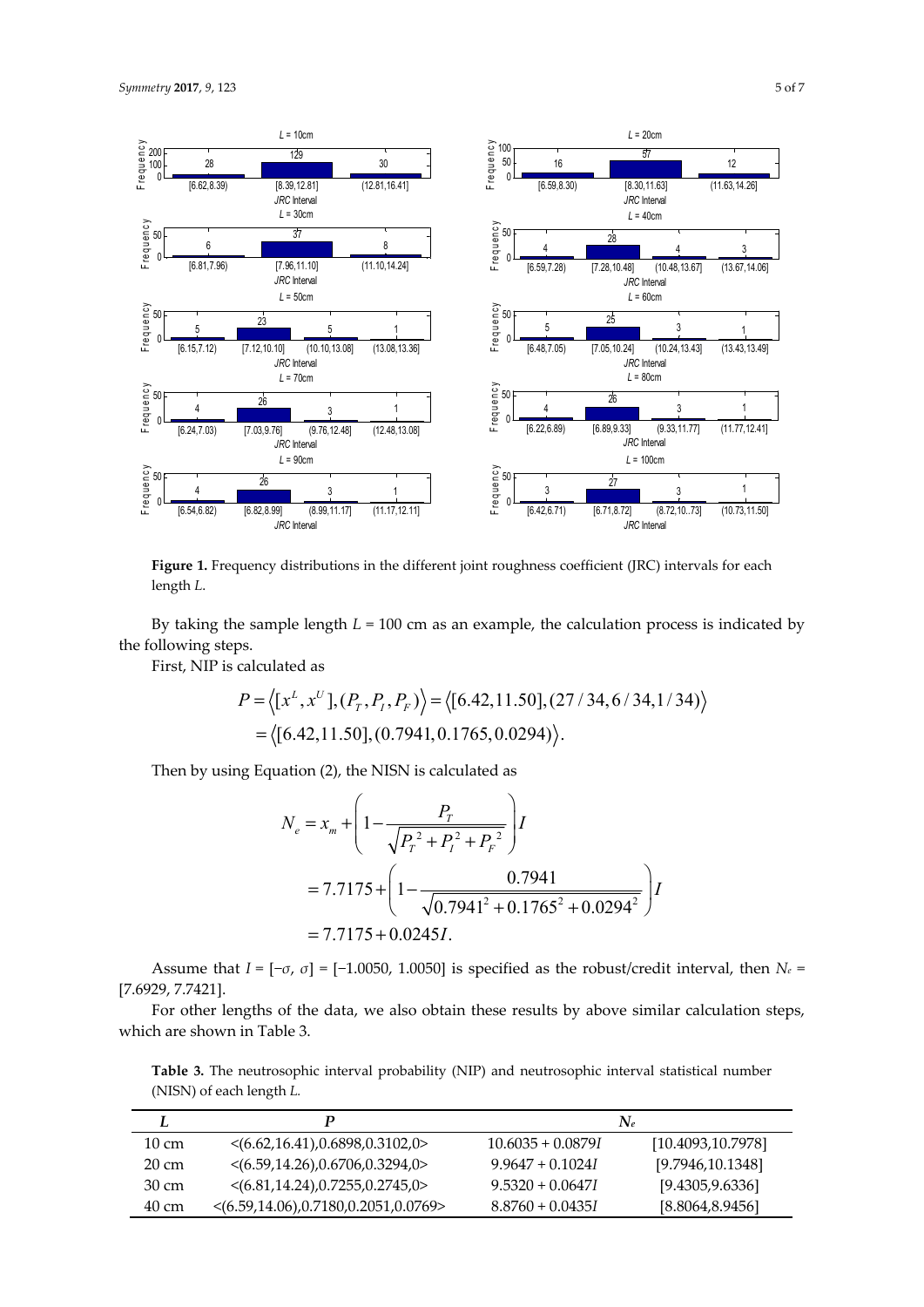**Figure 1.** Frequency distributions in the different joint roughness coefficient (JRC) intervals for each length $L$.

By taking the sample length $L$ = 100 cm as an example, the calculation process is indicated by the following steps.

First, NIP is calculated as

$$P = \langle [x^L, x^U], (P_T, P_I, P_F) \rangle = \langle [6.42, 11.50], (27/34, 6/34, 1/34) \rangle$$
$$= \langle [6.42, 11.50], (0.7941, 0.1765, 0.0294) \rangle.$$

Then by using Equation (2), the NISN is calculated as

$$N_e = x_m + \left(1 - \frac{P_T}{\sqrt{P_T^2 + P_I^2 + P_F^2}}\right) I$$
$$= 7.7175 + \left(1 - \frac{0.7941}{\sqrt{0.7941^2 + 0.1765^2 + 0.0294^2}}\right) I$$
$$= 7.7175 + 0.0245 I.$$

Assume that $I = [-\sigma, \sigma] = [-1.0050, 1.0050]$ is specified as the robust/credit interval, then $N_e$ = [7.6929, 7.7421].

For other lengths of the data, we also obtain these results by above similar calculation steps, which are shown in Table 3.

**Table 3.** The neutrosophic interval probability (NIP) and neutrosophic interval statistical number (NISN) of each length $L$.

| $L$ | $P$ | $N_e$ | |
|---|---|---|---|
| 10 cm | <(6.62,16.41),0.6898,0.3102,0> | $10.6035 + 0.0879I$ | [10.4093,10.7978] |
| 20 cm | <(6.59,14.26),0.6706,0.3294,0> | $9.9647 + 0.1024I$ | [9.7946,10.1348] |
| 30 cm | <(6.81,14.24),0.7255,0.2745,0> | $9.5320 + 0.0647I$ | [9.4305,9.6336] |
| 40 cm | <(6.59,14.06),0.7180,0.2051,0.0769> | $8.8760 + 0.0435I$ | [8.8064,8.9456] |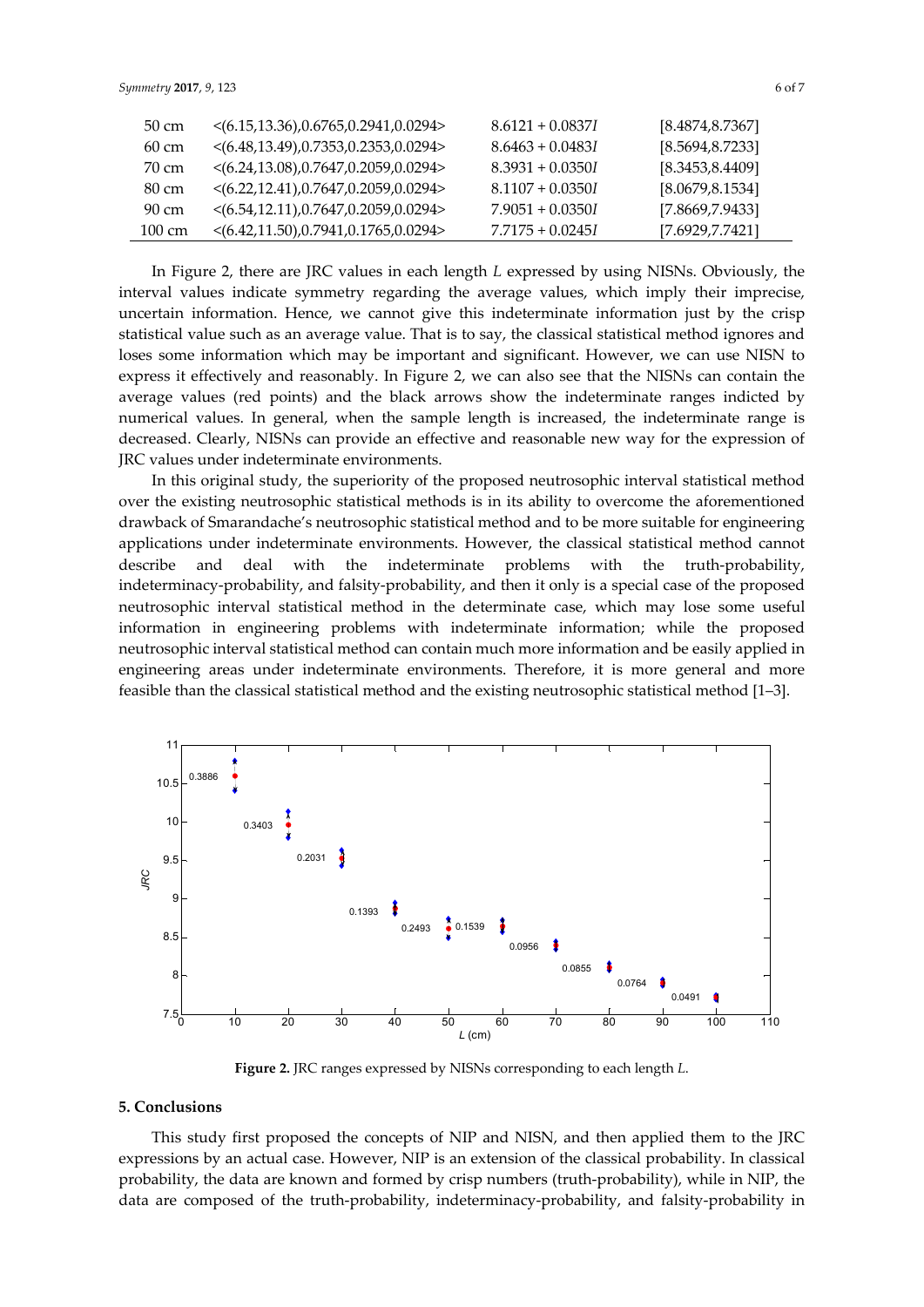| | | | |
|---|---|---|---|
| 50 cm | <(6.15,13.36),0.6765,0.2941,0.0294> | $8.6121 + 0.0837I$ | [8.4874,8.7367] |
| 60 cm | <(6.48,13.49),0.7353,0.2353,0.0294> | $8.6463 + 0.0483I$ | [8.5694,8.7233] |
| 70 cm | <(6.24,13.08),0.7647,0.2059,0.0294> | $8.3931 + 0.0350I$ | [8.3453,8.4409] |
| 80 cm | <(6.22,12.41),0.7647,0.2059,0.0294> | $8.1107 + 0.0350I$ | [8.0679,8.1534] |
| 90 cm | <(6.54,12.11),0.7647,0.2059,0.0294> | $7.9051 + 0.0350I$ | [7.8669,7.9433] |
| 100 cm | <(6.42,11.50),0.7941,0.1765,0.0294> | $7.7175 + 0.0245I$ | [7.6929,7.7421] |

In Figure 2, there are JRC values in each length $L$ expressed by using NISNs. Obviously, the interval values indicate symmetry regarding the average values, which imply their imprecise, uncertain information. Hence, we cannot give this indeterminate information just by the crisp statistical value such as an average value. That is to say, the classical statistical method ignores and loses some information which may be important and significant. However, we can use NISN to express it effectively and reasonably. In Figure 2, we can also see that the NISNs can contain the average values (red points) and the black arrows show the indeterminate ranges indicted by numerical values. In general, when the sample length is increased, the indeterminate range is decreased. Clearly, NISNs can provide an effective and reasonable new way for the expression of JRC values under indeterminate environments.

In this original study, the superiority of the proposed neutrosophic interval statistical method over the existing neutrosophic statistical methods is in its ability to overcome the aforementioned drawback of Smarandache's neutrosophic statistical method and to be more suitable for engineering applications under indeterminate environments. However, the classical statistical method cannot describe and deal with the indeterminate problems with the truth-probability, indeterminacy-probability, and falsity-probability, and then it only is a special case of the proposed neutrosophic interval statistical method in the determinate case, which may lose some useful information in engineering problems with indeterminate information; while the proposed neutrosophic interval statistical method can contain much more information and be easily applied in engineering areas under indeterminate environments. Therefore, it is more general and more feasible than the classical statistical method and the existing neutrosophic statistical method [1–3].

**Figure 2.** JRC ranges expressed by NISNs corresponding to each length $L$.

## 5. Conclusions

This study first proposed the concepts of NIP and NISN, and then applied them to the JRC expressions by an actual case. However, NIP is an extension of the classical probability. In classical probability, the data are known and formed by crisp numbers (truth-probability), while in NIP, the data are composed of the truth-probability, indeterminacy-probability, and falsity-probability in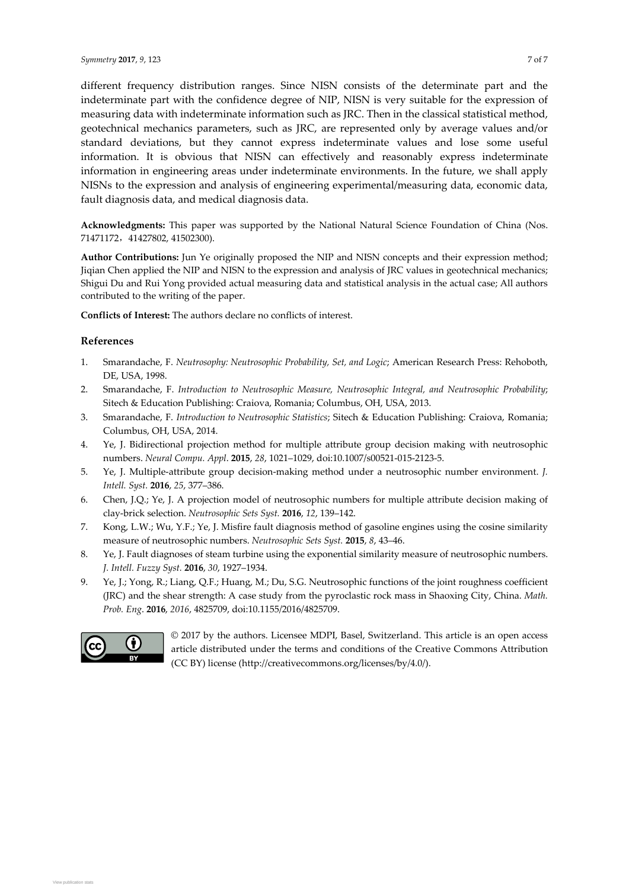different frequency distribution ranges. Since NISN consists of the determinate part and the indeterminate part with the confidence degree of NIP, NISN is very suitable for the expression of measuring data with indeterminate information such as JRC. Then in the classical statistical method, geotechnical mechanics parameters, such as JRC, are represented only by average values and/or standard deviations, but they cannot express indeterminate values and lose some useful information. It is obvious that NISN can effectively and reasonably express indeterminate information in engineering areas under indeterminate environments. In the future, we shall apply NISNs to the expression and analysis of engineering experimental/measuring data, economic data, fault diagnosis data, and medical diagnosis data.

**Acknowledgments:** This paper was supported by the National Natural Science Foundation of China (Nos. 71471172，41427802, 41502300).

**Author Contributions:** Jun Ye originally proposed the NIP and NISN concepts and their expression method; Jiqian Chen applied the NIP and NISN to the expression and analysis of JRC values in geotechnical mechanics; Shigui Du and Rui Yong provided actual measuring data and statistical analysis in the actual case; All authors contributed to the writing of the paper.

**Conflicts of Interest:** The authors declare no conflicts of interest.

## References

1. Smarandache, F. *Neutrosophy: Neutrosophic Probability, Set, and Logic*; American Research Press: Rehoboth, DE, USA, 1998.
2. Smarandache, F. *Introduction to Neutrosophic Measure, Neutrosophic Integral, and Neutrosophic Probability*; Sitech & Education Publishing: Craiova, Romania; Columbus, OH, USA, 2013.
3. Smarandache, F. *Introduction to Neutrosophic Statistics*; Sitech & Education Publishing: Craiova, Romania; Columbus, OH, USA, 2014.
4. Ye, J. Bidirectional projection method for multiple attribute group decision making with neutrosophic numbers. *Neural Compu. Appl*. **2015**, *28*, 1021–1029, doi:10.1007/s00521-015-2123-5.
5. Ye, J. Multiple-attribute group decision-making method under a neutrosophic number environment. *J. Intell. Syst.* **2016**, *25*, 377–386.
6. Chen, J.Q.; Ye, J. A projection model of neutrosophic numbers for multiple attribute decision making of clay-brick selection. *Neutrosophic Sets Syst.* **2016**, *12*, 139–142.
7. Kong, L.W.; Wu, Y.F.; Ye, J. Misfire fault diagnosis method of gasoline engines using the cosine similarity measure of neutrosophic numbers. *Neutrosophic Sets Syst.* **2015**, *8*, 43–46.
8. Ye, J. Fault diagnoses of steam turbine using the exponential similarity measure of neutrosophic numbers. *J. Intell. Fuzzy Syst.* **2016**, *30*, 1927–1934.
9. Ye, J.; Yong, R.; Liang, Q.F.; Huang, M.; Du, S.G. Neutrosophic functions of the joint roughness coefficient (JRC) and the shear strength: A case study from the pyroclastic rock mass in Shaoxing City, China. *Math. Prob. Eng*. **2016**, *2016*, 4825709, doi:10.1155/2016/4825709.

© 2017 by the authors. Licensee MDPI, Basel, Switzerland. This article is an open access article distributed under the terms and conditions of the Creative Commons Attribution (CC BY) license (http://creativecommons.org/licenses/by/4.0/).